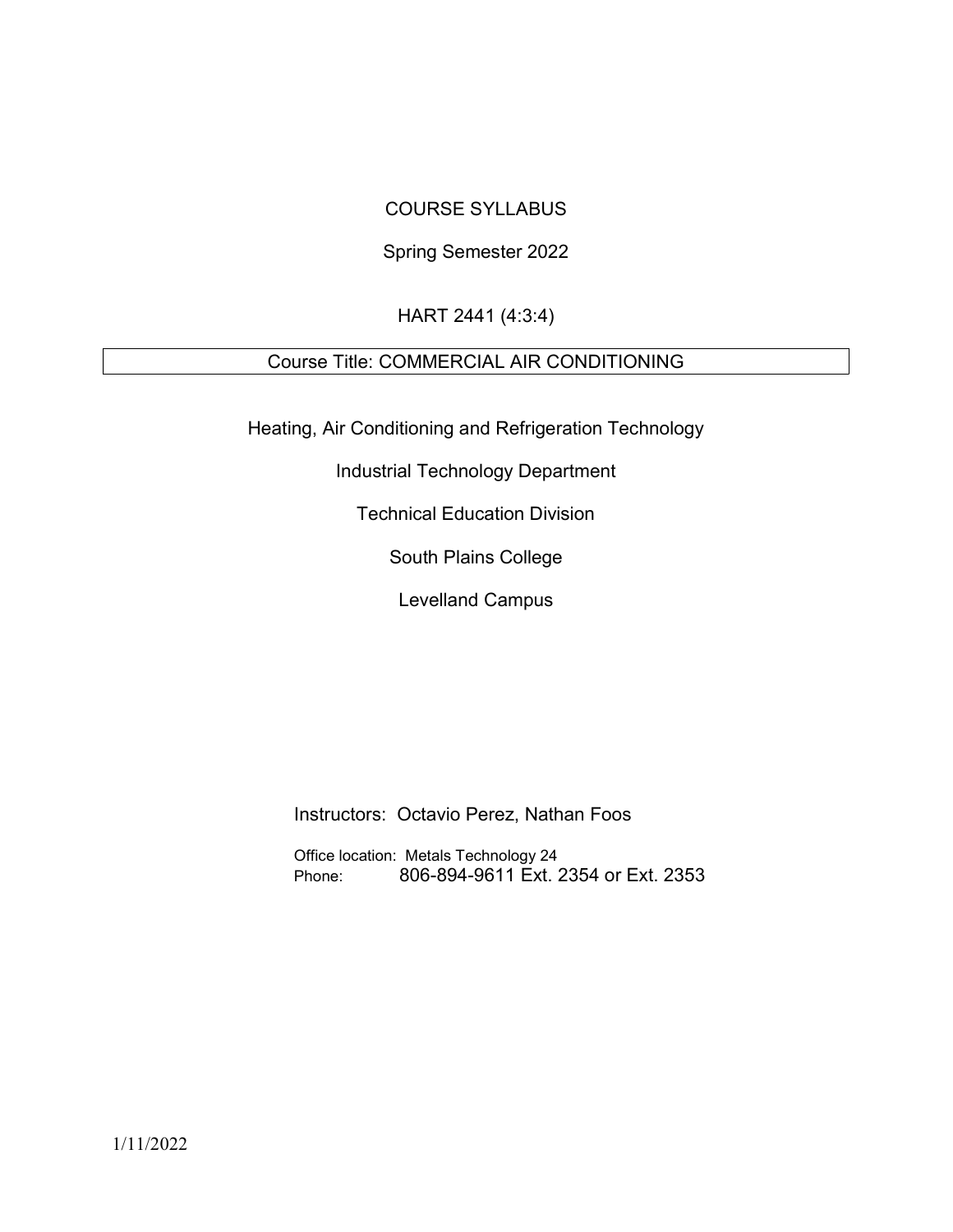# COURSE SYLLABUS

Spring Semester 2022

HART 2441 (4:3:4)

## Course Title: COMMERCIAL AIR CONDITIONING

Heating, Air Conditioning and Refrigeration Technology

Industrial Technology Department

Technical Education Division

South Plains College

Levelland Campus

Instructors: Octavio Perez, Nathan Foos

Office location: Metals Technology 24
Phone: 806-894-9611 Ext. 2354 or Ext. 2353

1/11/2022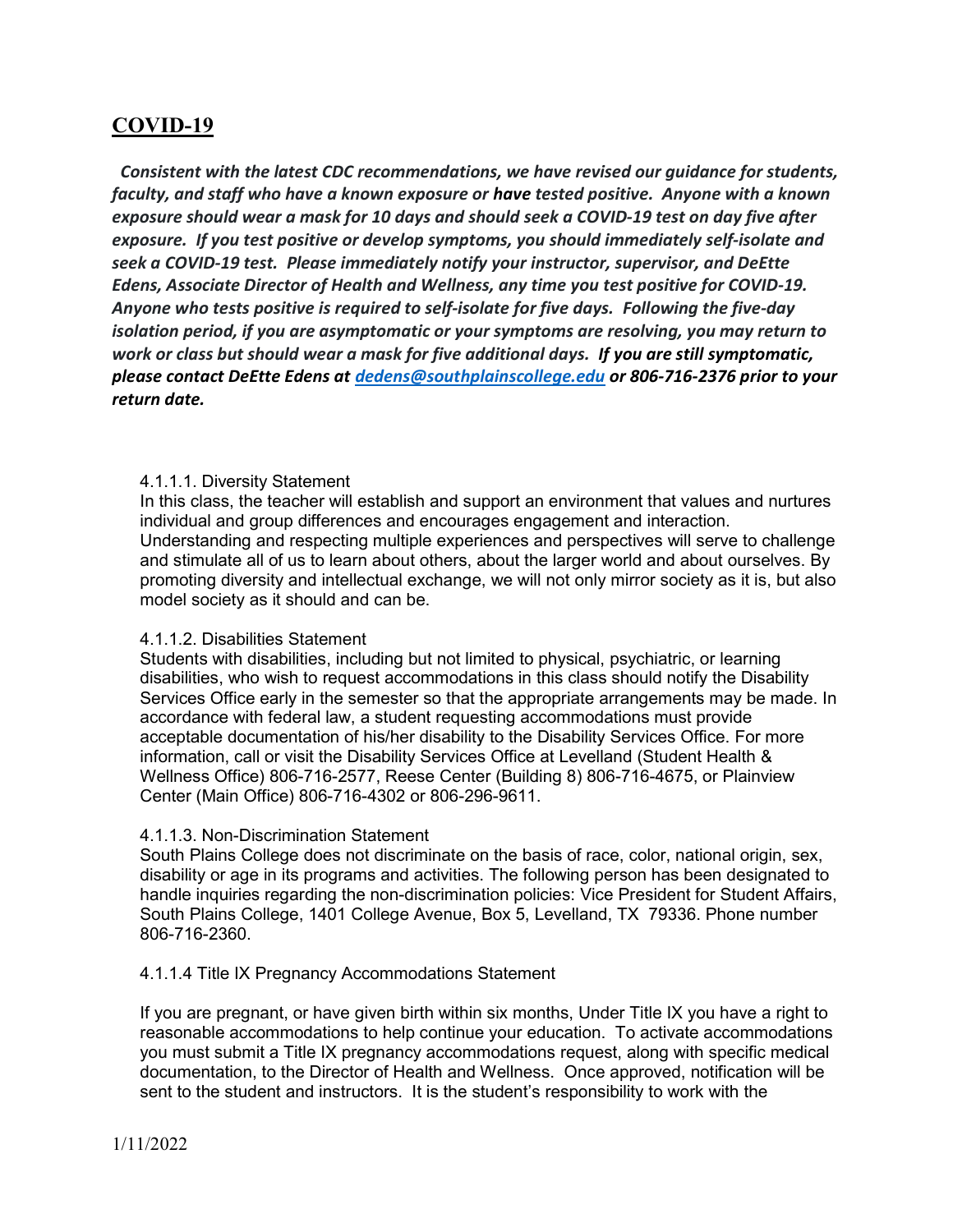## COVID-19

***Consistent with the latest CDC recommendations, we have revised our guidance for students, faculty, and staff who have a known exposure or have tested positive. Anyone with a known exposure should wear a mask for 10 days and should seek a COVID-19 test on day five after exposure. If you test positive or develop symptoms, you should immediately self-isolate and seek a COVID-19 test. Please immediately notify your instructor, supervisor, and DeEtte Edens, Associate Director of Health and Wellness, any time you test positive for COVID-19. Anyone who tests positive is required to self-isolate for five days. Following the five-day isolation period, if you are asymptomatic or your symptoms are resolving, you may return to work or class but should wear a mask for five additional days. If you are still symptomatic, please contact DeEtte Edens at [dedens@southplainscollege.edu](mailto:dedens@southplainscollege.edu) or 806-716-2376 prior to your return date.***

4.1.1.1. Diversity Statement

In this class, the teacher will establish and support an environment that values and nurtures individual and group differences and encourages engagement and interaction. Understanding and respecting multiple experiences and perspectives will serve to challenge and stimulate all of us to learn about others, about the larger world and about ourselves. By promoting diversity and intellectual exchange, we will not only mirror society as it is, but also model society as it should and can be.

4.1.1.2. Disabilities Statement

Students with disabilities, including but not limited to physical, psychiatric, or learning disabilities, who wish to request accommodations in this class should notify the Disability Services Office early in the semester so that the appropriate arrangements may be made. In accordance with federal law, a student requesting accommodations must provide acceptable documentation of his/her disability to the Disability Services Office. For more information, call or visit the Disability Services Office at Levelland (Student Health & Wellness Office) 806-716-2577, Reese Center (Building 8) 806-716-4675, or Plainview Center (Main Office) 806-716-4302 or 806-296-9611.

4.1.1.3. Non-Discrimination Statement

South Plains College does not discriminate on the basis of race, color, national origin, sex, disability or age in its programs and activities. The following person has been designated to handle inquiries regarding the non-discrimination policies: Vice President for Student Affairs, South Plains College, 1401 College Avenue, Box 5, Levelland, TX 79336. Phone number 806-716-2360.

4.1.1.4 Title IX Pregnancy Accommodations Statement

If you are pregnant, or have given birth within six months, Under Title IX you have a right to reasonable accommodations to help continue your education. To activate accommodations you must submit a Title IX pregnancy accommodations request, along with specific medical documentation, to the Director of Health and Wellness. Once approved, notification will be sent to the student and instructors. It is the student's responsibility to work with the

1/11/2022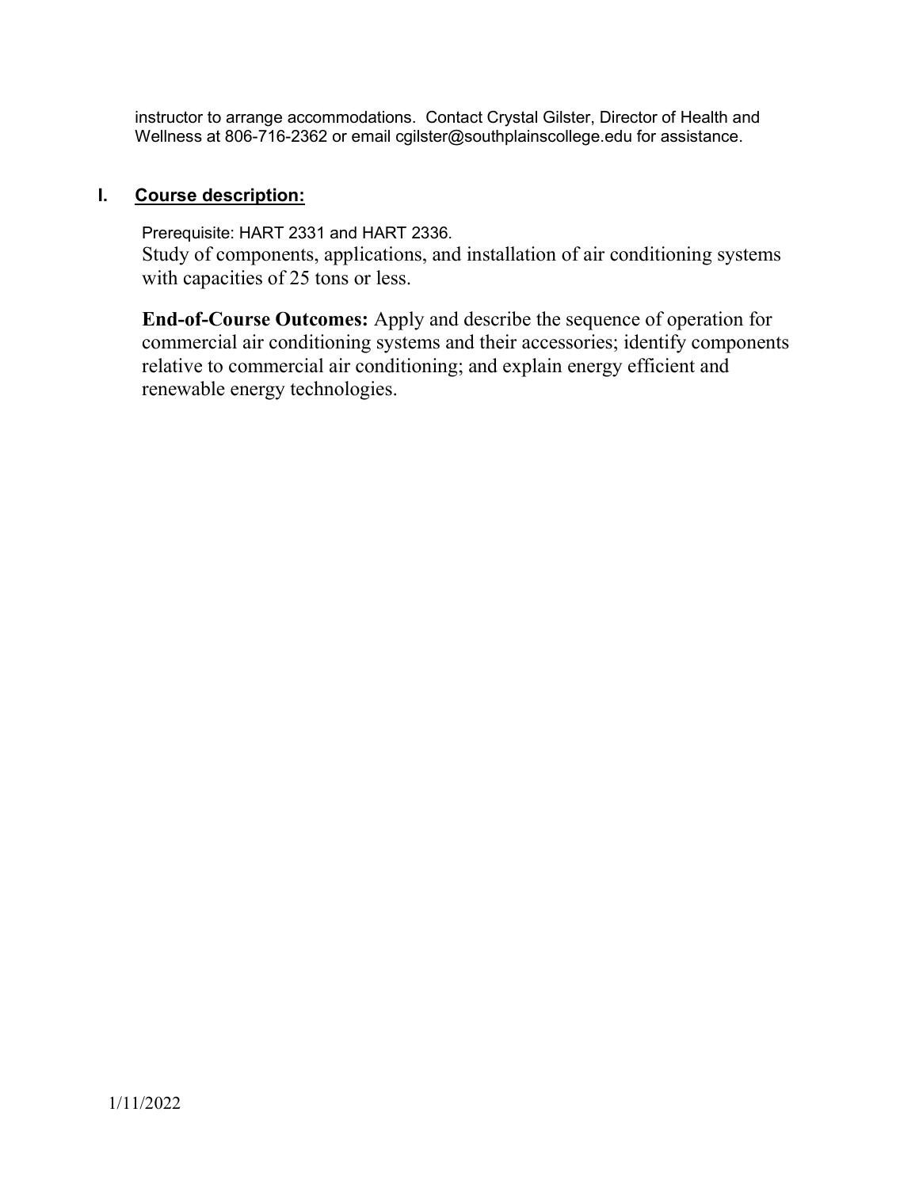instructor to arrange accommodations. Contact Crystal Gilster, Director of Health and Wellness at 806-716-2362 or email cgilster@southplainscollege.edu for assistance.

## I. Course description:

Prerequisite: HART 2331 and HART 2336.

Study of components, applications, and installation of air conditioning systems with capacities of 25 tons or less.

**End-of-Course Outcomes:** Apply and describe the sequence of operation for commercial air conditioning systems and their accessories; identify components relative to commercial air conditioning; and explain energy efficient and renewable energy technologies.

1/11/2022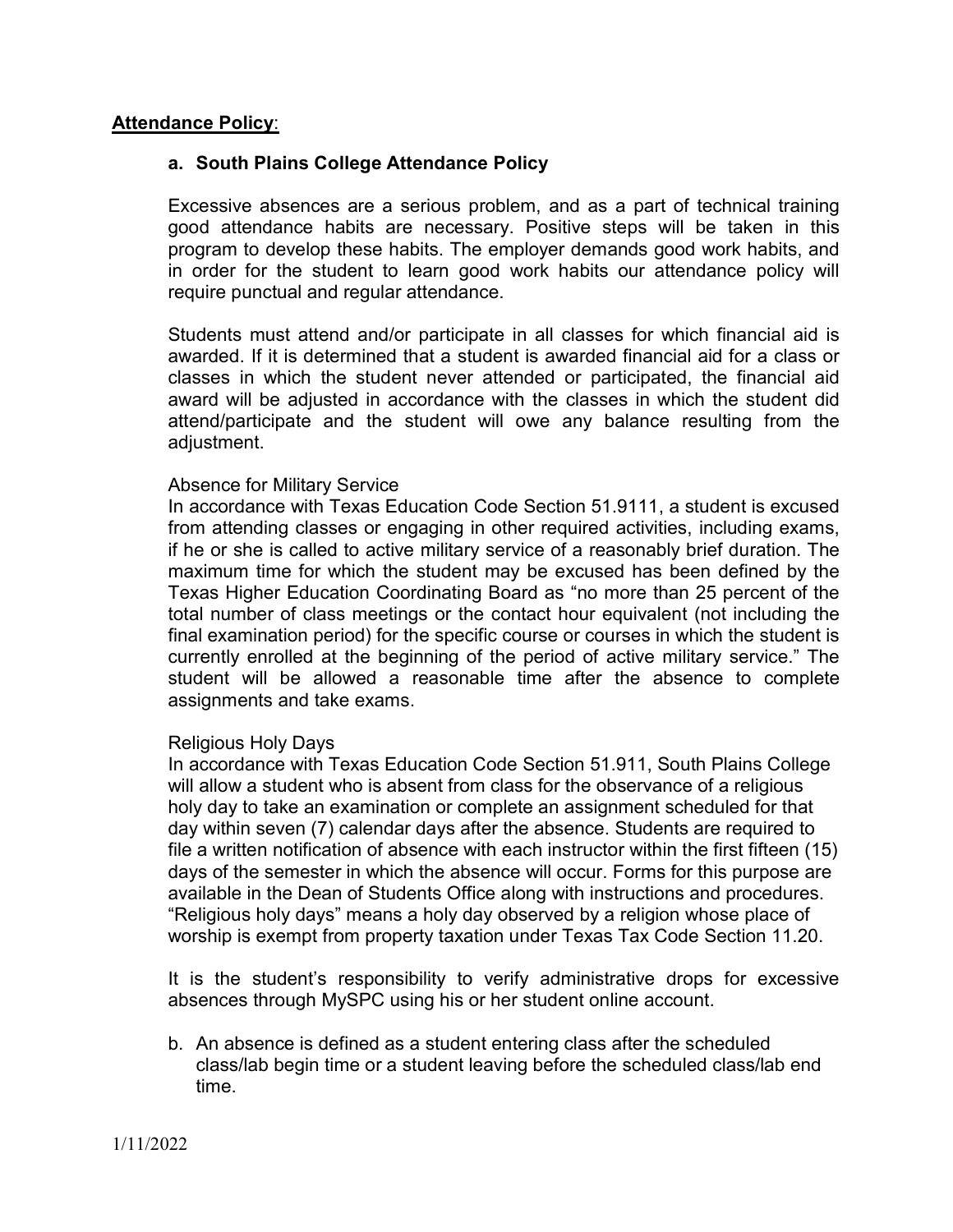## **Attendance Policy**:

### a. South Plains College Attendance Policy

Excessive absences are a serious problem, and as a part of technical training good attendance habits are necessary. Positive steps will be taken in this program to develop these habits. The employer demands good work habits, and in order for the student to learn good work habits our attendance policy will require punctual and regular attendance.

Students must attend and/or participate in all classes for which financial aid is awarded. If it is determined that a student is awarded financial aid for a class or classes in which the student never attended or participated, the financial aid award will be adjusted in accordance with the classes in which the student did attend/participate and the student will owe any balance resulting from the adjustment.

Absence for Military Service
In accordance with Texas Education Code Section 51.9111, a student is excused from attending classes or engaging in other required activities, including exams, if he or she is called to active military service of a reasonably brief duration. The maximum time for which the student may be excused has been defined by the Texas Higher Education Coordinating Board as "no more than 25 percent of the total number of class meetings or the contact hour equivalent (not including the final examination period) for the specific course or courses in which the student is currently enrolled at the beginning of the period of active military service." The student will be allowed a reasonable time after the absence to complete assignments and take exams.

Religious Holy Days
In accordance with Texas Education Code Section 51.911, South Plains College will allow a student who is absent from class for the observance of a religious holy day to take an examination or complete an assignment scheduled for that day within seven (7) calendar days after the absence. Students are required to file a written notification of absence with each instructor within the first fifteen (15) days of the semester in which the absence will occur. Forms for this purpose are available in the Dean of Students Office along with instructions and procedures. "Religious holy days" means a holy day observed by a religion whose place of worship is exempt from property taxation under Texas Tax Code Section 11.20.

It is the student's responsibility to verify administrative drops for excessive absences through MySPC using his or her student online account.

b. An absence is defined as a student entering class after the scheduled class/lab begin time or a student leaving before the scheduled class/lab end time.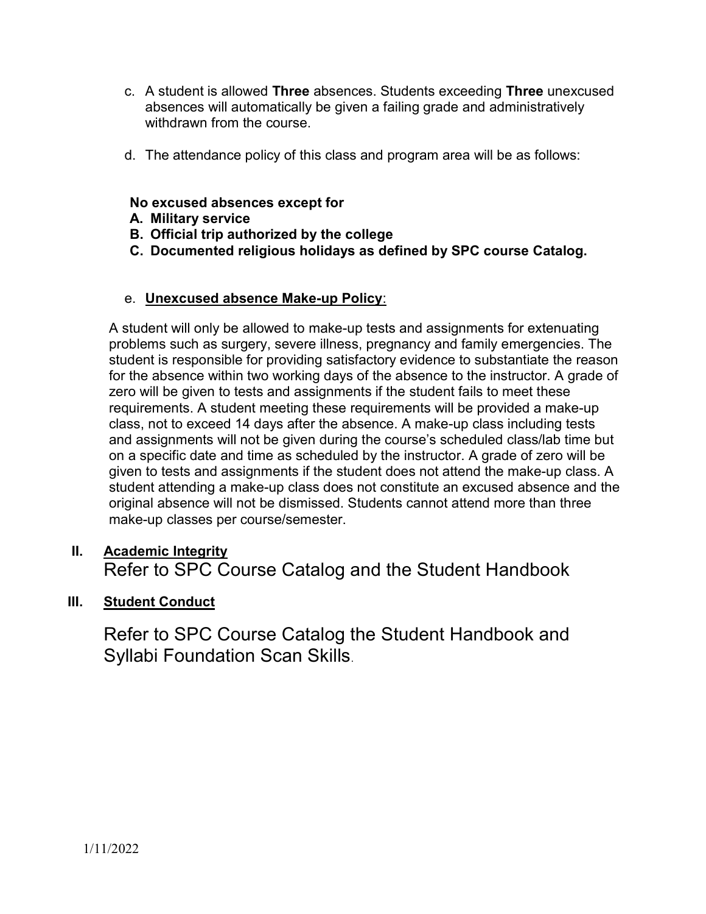c. A student is allowed **Three** absences. Students exceeding **Three** unexcused absences will automatically be given a failing grade and administratively withdrawn from the course.

d. The attendance policy of this class and program area will be as follows:

**No excused absences except for**

**A. Military service**

**B. Official trip authorized by the college**

**C. Documented religious holidays as defined by SPC course Catalog.**

e. **Unexcused absence Make-up Policy**:

A student will only be allowed to make-up tests and assignments for extenuating problems such as surgery, severe illness, pregnancy and family emergencies. The student is responsible for providing satisfactory evidence to substantiate the reason for the absence within two working days of the absence to the instructor. A grade of zero will be given to tests and assignments if the student fails to meet these requirements. A student meeting these requirements will be provided a make-up class, not to exceed 14 days after the absence. A make-up class including tests and assignments will not be given during the course's scheduled class/lab time but on a specific date and time as scheduled by the instructor. A grade of zero will be given to tests and assignments if the student does not attend the make-up class. A student attending a make-up class does not constitute an excused absence and the original absence will not be dismissed. Students cannot attend more than three make-up classes per course/semester.

## II. Academic Integrity

Refer to SPC Course Catalog and the Student Handbook

## III. Student Conduct

Refer to SPC Course Catalog the Student Handbook and Syllabi Foundation Scan Skills.

1/11/2022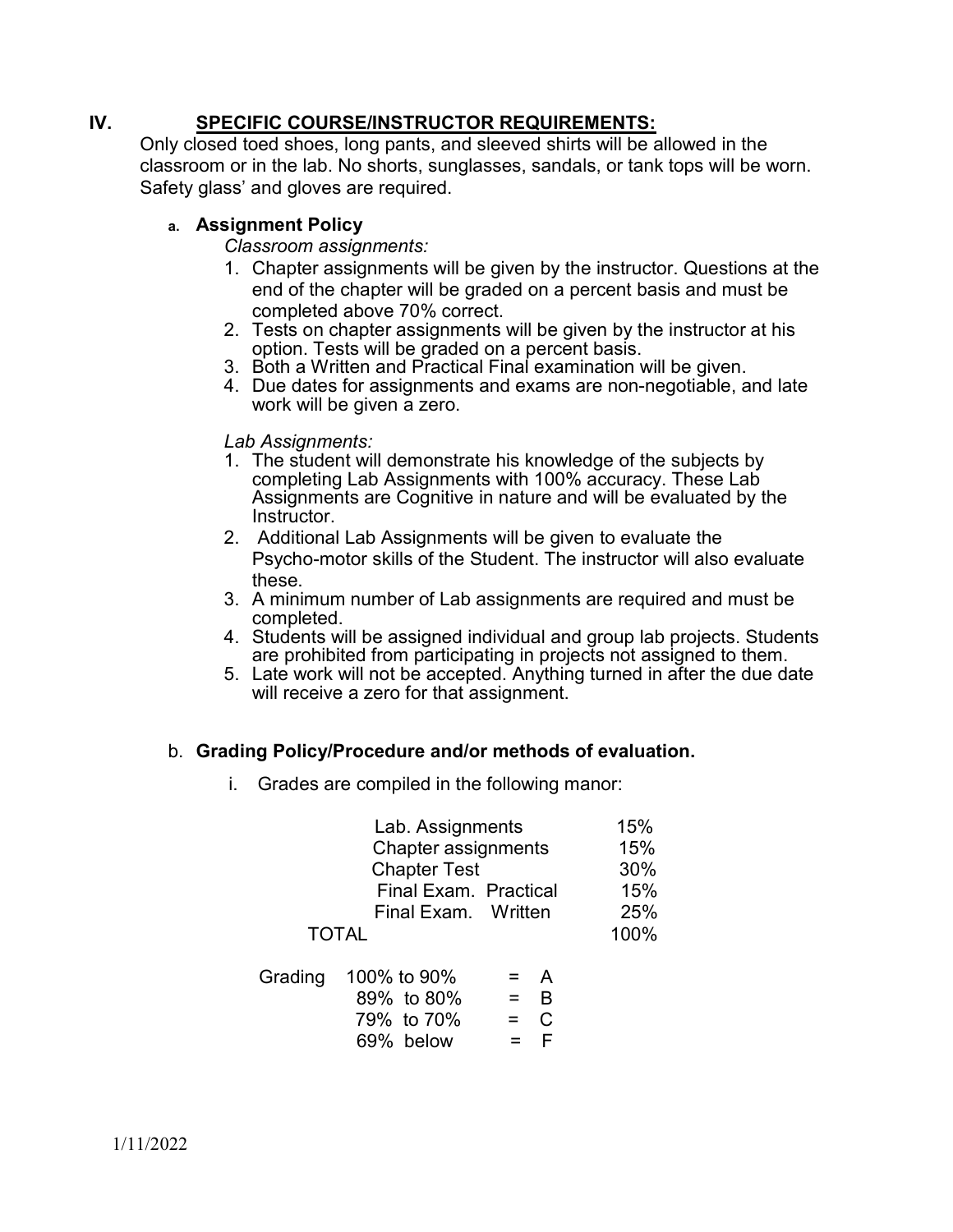## IV. SPECIFIC COURSE/INSTRUCTOR REQUIREMENTS:

Only closed toed shoes, long pants, and sleeved shirts will be allowed in the classroom or in the lab. No shorts, sunglasses, sandals, or tank tops will be worn. Safety glass' and gloves are required.

### a. Assignment Policy

*Classroom assignments:*

1. Chapter assignments will be given by the instructor. Questions at the end of the chapter will be graded on a percent basis and must be completed above 70% correct.
2. Tests on chapter assignments will be given by the instructor at his option. Tests will be graded on a percent basis.
3. Both a Written and Practical Final examination will be given.
4. Due dates for assignments and exams are non-negotiable, and late work will be given a zero.

*Lab Assignments:*

1. The student will demonstrate his knowledge of the subjects by completing Lab Assignments with 100% accuracy. These Lab Assignments are Cognitive in nature and will be evaluated by the Instructor.
2. Additional Lab Assignments will be given to evaluate the Psycho-motor skills of the Student. The instructor will also evaluate these.
3. A minimum number of Lab assignments are required and must be completed.
4. Students will be assigned individual and group lab projects. Students are prohibited from participating in projects not assigned to them.
5. Late work will not be accepted. Anything turned in after the due date will receive a zero for that assignment.

### b. Grading Policy/Procedure and/or methods of evaluation.

i. Grades are compiled in the following manor:

| | |
|---|---|
| Lab. Assignments | 15% |
| Chapter assignments | 15% |
| Chapter Test | 30% |
| Final Exam. Practical | 15% |
| Final Exam. Written | 25% |
| TOTAL | 100% |

| Grading | | |
|---|---|---|
| 100% to 90% | = | A |
| 89% to 80% | = | B |
| 79% to 70% | = | C |
| 69% below | = | F |

1/11/2022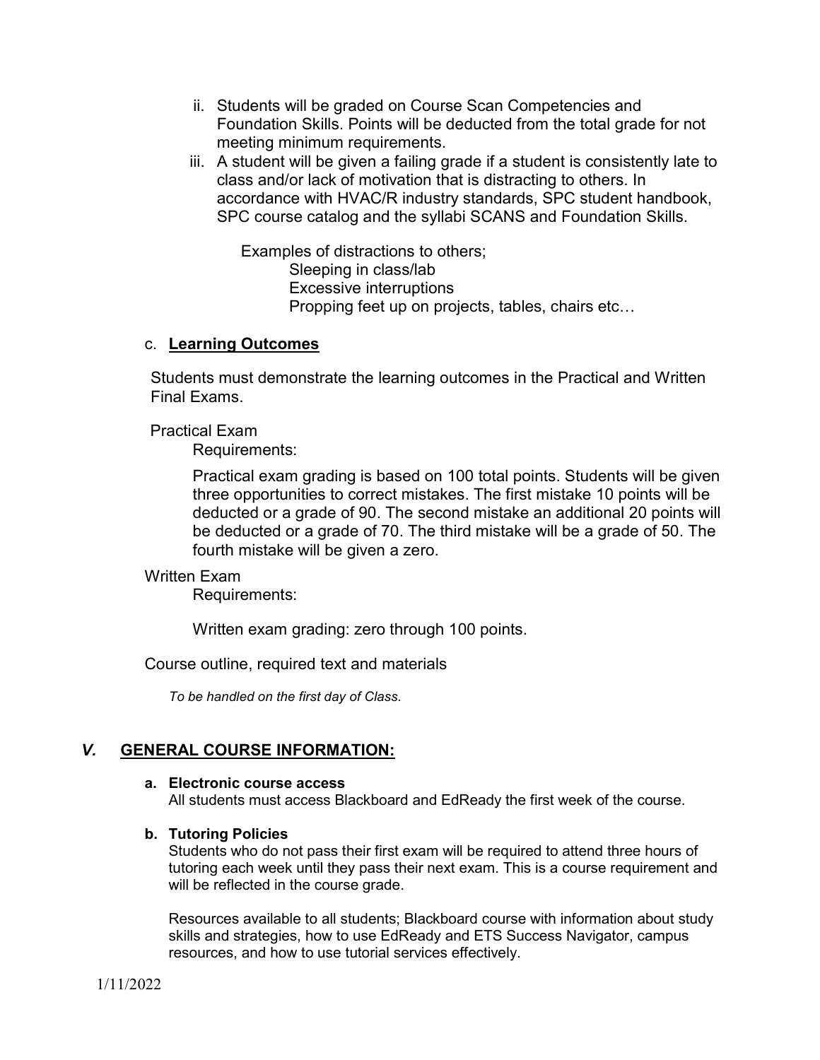ii. Students will be graded on Course Scan Competencies and Foundation Skills. Points will be deducted from the total grade for not meeting minimum requirements.

iii. A student will be given a failing grade if a student is consistently late to class and/or lack of motivation that is distracting to others. In accordance with HVAC/R industry standards, SPC student handbook, SPC course catalog and the syllabi SCANS and Foundation Skills.

Examples of distractions to others;

- Sleeping in class/lab
- Excessive interruptions
- Propping feet up on projects, tables, chairs etc…

c. **Learning Outcomes**

Students must demonstrate the learning outcomes in the Practical and Written Final Exams.

Practical Exam

Requirements:

Practical exam grading is based on 100 total points. Students will be given three opportunities to correct mistakes. The first mistake 10 points will be deducted or a grade of 90. The second mistake an additional 20 points will be deducted or a grade of 70. The third mistake will be a grade of 50. The fourth mistake will be given a zero.

Written Exam

Requirements:

Written exam grading: zero through 100 points.

Course outline, required text and materials

*To be handled on the first day of Class.*

## *V.* GENERAL COURSE INFORMATION:

**a. Electronic course access**

All students must access Blackboard and EdReady the first week of the course.

**b. Tutoring Policies**

Students who do not pass their first exam will be required to attend three hours of tutoring each week until they pass their next exam. This is a course requirement and will be reflected in the course grade.

Resources available to all students; Blackboard course with information about study skills and strategies, how to use EdReady and ETS Success Navigator, campus resources, and how to use tutorial services effectively.

1/11/2022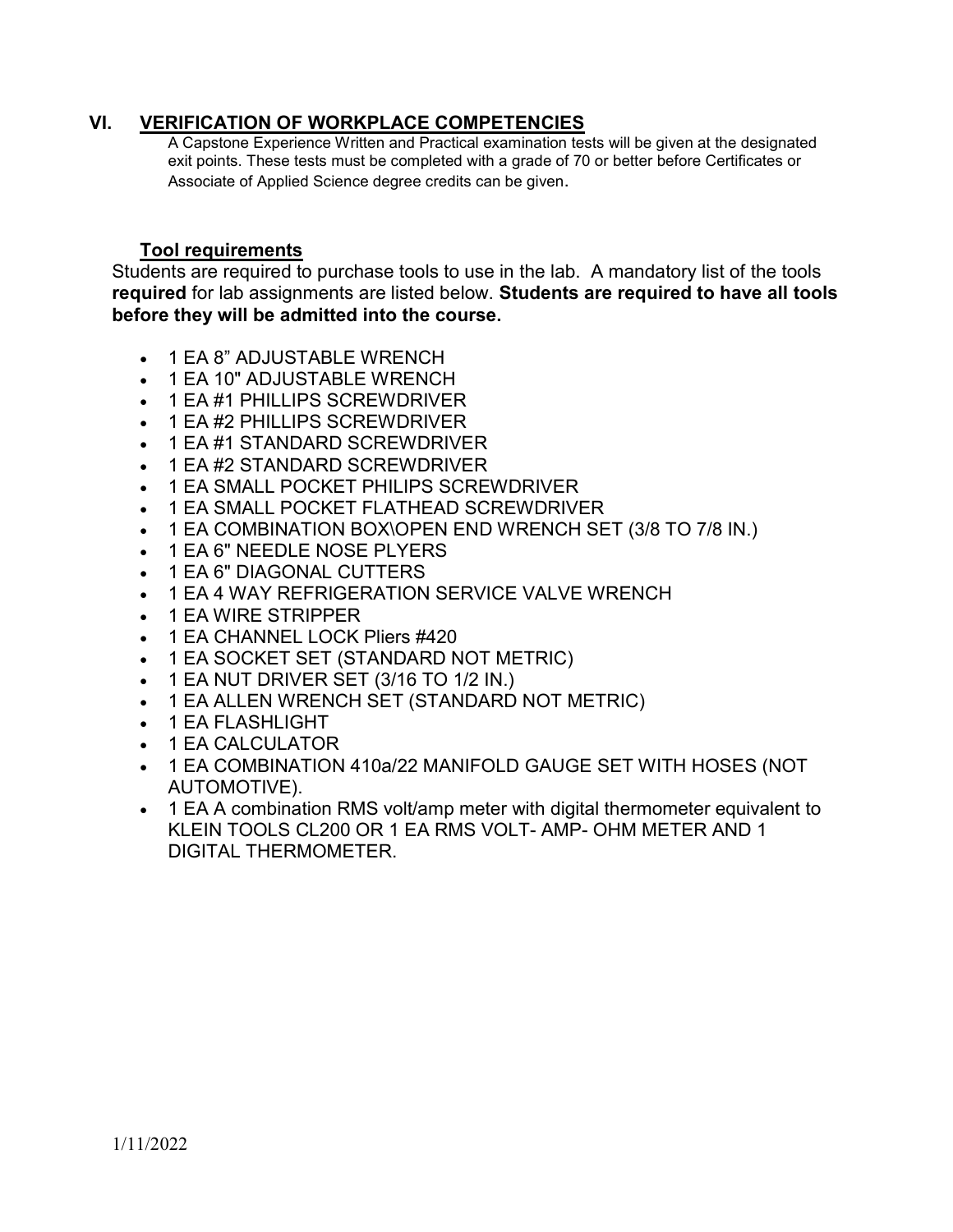## VI. VERIFICATION OF WORKPLACE COMPETENCIES

A Capstone Experience Written and Practical examination tests will be given at the designated exit points. These tests must be completed with a grade of 70 or better before Certificates or Associate of Applied Science degree credits can be given.

### Tool requirements

Students are required to purchase tools to use in the lab. A mandatory list of the tools **required** for lab assignments are listed below. **Students are required to have all tools before they will be admitted into the course.**

- 1 EA 8" ADJUSTABLE WRENCH
- 1 EA 10" ADJUSTABLE WRENCH
- 1 EA #1 PHILLIPS SCREWDRIVER
- 1 EA #2 PHILLIPS SCREWDRIVER
- 1 EA #1 STANDARD SCREWDRIVER
- 1 EA #2 STANDARD SCREWDRIVER
- 1 EA SMALL POCKET PHILIPS SCREWDRIVER
- 1 EA SMALL POCKET FLATHEAD SCREWDRIVER
- 1 EA COMBINATION BOX\OPEN END WRENCH SET (3/8 TO 7/8 IN.)
- 1 EA 6" NEEDLE NOSE PLYERS
- 1 EA 6" DIAGONAL CUTTERS
- 1 EA 4 WAY REFRIGERATION SERVICE VALVE WRENCH
- 1 EA WIRE STRIPPER
- 1 EA CHANNEL LOCK Pliers #420
- 1 EA SOCKET SET (STANDARD NOT METRIC)
- 1 EA NUT DRIVER SET (3/16 TO 1/2 IN.)
- 1 EA ALLEN WRENCH SET (STANDARD NOT METRIC)
- 1 EA FLASHLIGHT
- 1 EA CALCULATOR
- 1 EA COMBINATION 410a/22 MANIFOLD GAUGE SET WITH HOSES (NOT AUTOMOTIVE).
- 1 EA A combination RMS volt/amp meter with digital thermometer equivalent to KLEIN TOOLS CL200 OR 1 EA RMS VOLT- AMP- OHM METER AND 1 DIGITAL THERMOMETER.

1/11/2022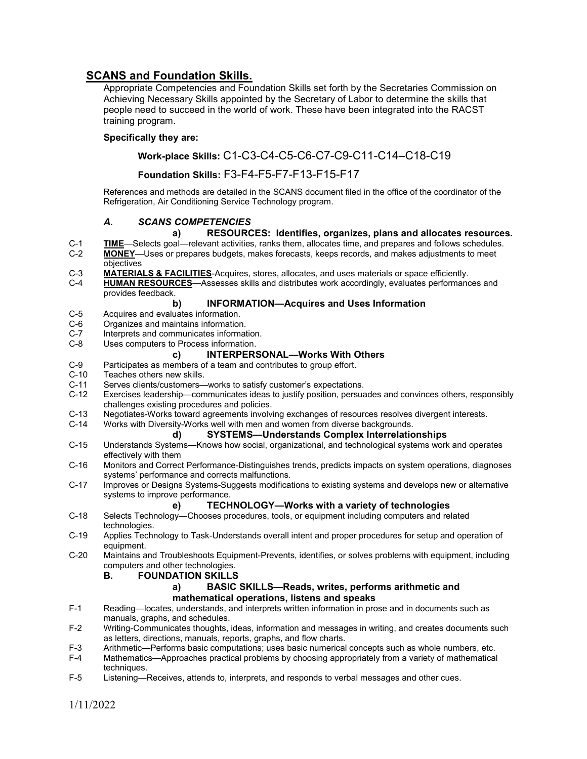## SCANS and Foundation Skills.

Appropriate Competencies and Foundation Skills set forth by the Secretaries Commission on Achieving Necessary Skills appointed by the Secretary of Labor to determine the skills that people need to succeed in the world of work. These have been integrated into the RACST training program.

**Specifically they are:**

**Work-place Skills:** C1-C3-C4-C5-C6-C7-C9-C11-C14–C18-C19

**Foundation Skills:** F3-F4-F5-F7-F13-F15-F17

References and methods are detailed in the SCANS document filed in the office of the coordinator of the Refrigeration, Air Conditioning Service Technology program.

### *A. SCANS COMPETENCIES*

#### a) RESOURCES: Identifies, organizes, plans and allocates resources.

C-1 **TIME**—Selects goal—relevant activities, ranks them, allocates time, and prepares and follows schedules.
C-2 **MONEY**—Uses or prepares budgets, makes forecasts, keeps records, and makes adjustments to meet objectives
C-3 **MATERIALS & FACILITIES**-Acquires, stores, allocates, and uses materials or space efficiently.
C-4 **HUMAN RESOURCES**—Assesses skills and distributes work accordingly, evaluates performances and provides feedback.

#### b) INFORMATION—Acquires and Uses Information

C-5 Acquires and evaluates information.
C-6 Organizes and maintains information.
C-7 Interprets and communicates information.
C-8 Uses computers to Process information.

#### c) INTERPERSONAL—Works With Others

C-9 Participates as members of a team and contributes to group effort.
C-10 Teaches others new skills.
C-11 Serves clients/customers—works to satisfy customer's expectations.
C-12 Exercises leadership—communicates ideas to justify position, persuades and convinces others, responsibly challenges existing procedures and policies.
C-13 Negotiates-Works toward agreements involving exchanges of resources resolves divergent interests.
C-14 Works with Diversity-Works well with men and women from diverse backgrounds.

#### d) SYSTEMS—Understands Complex Interrelationships

C-15 Understands Systems—Knows how social, organizational, and technological systems work and operates effectively with them
C-16 Monitors and Correct Performance-Distinguishes trends, predicts impacts on system operations, diagnoses systems' performance and corrects malfunctions.
C-17 Improves or Designs Systems-Suggests modifications to existing systems and develops new or alternative systems to improve performance.

#### e) TECHNOLOGY—Works with a variety of technologies

C-18 Selects Technology—Chooses procedures, tools, or equipment including computers and related technologies.
C-19 Applies Technology to Task-Understands overall intent and proper procedures for setup and operation of equipment.
C-20 Maintains and Troubleshoots Equipment-Prevents, identifies, or solves problems with equipment, including computers and other technologies.

### B. FOUNDATION SKILLS

#### a) BASIC SKILLS—Reads, writes, performs arithmetic and mathematical operations, listens and speaks

F-1 Reading—locates, understands, and interprets written information in prose and in documents such as manuals, graphs, and schedules.
F-2 Writing-Communicates thoughts, ideas, information and messages in writing, and creates documents such as letters, directions, manuals, reports, graphs, and flow charts.
F-3 Arithmetic—Performs basic computations; uses basic numerical concepts such as whole numbers, etc.
F-4 Mathematics—Approaches practical problems by choosing appropriately from a variety of mathematical techniques.
F-5 Listening—Receives, attends to, interprets, and responds to verbal messages and other cues.

1/11/2022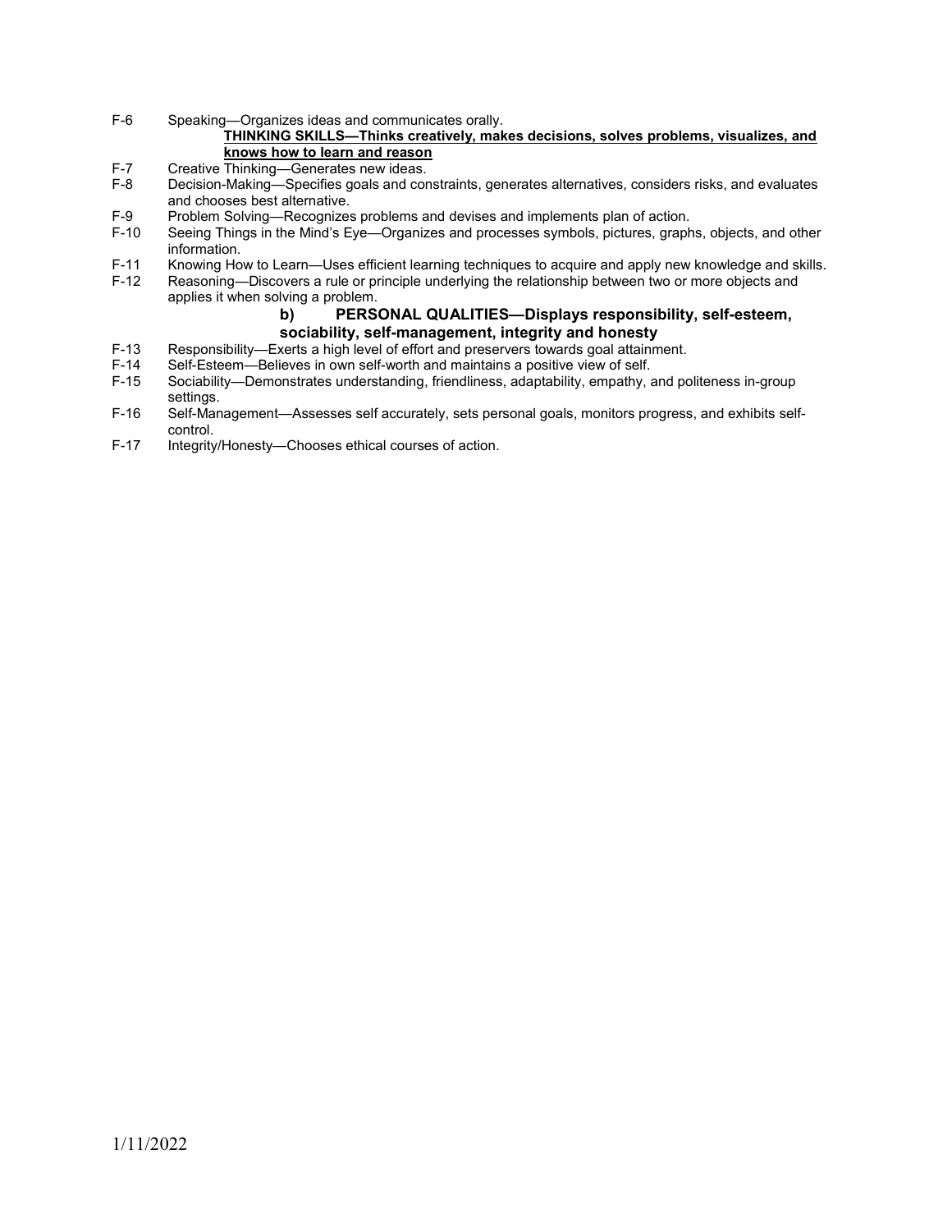F-6 Speaking—Organizes ideas and communicates orally.

**THINKING SKILLS—Thinks creatively, makes decisions, solves problems, visualizes, and knows how to learn and reason**

F-7 Creative Thinking—Generates new ideas.

F-8 Decision-Making—Specifies goals and constraints, generates alternatives, considers risks, and evaluates and chooses best alternative.

F-9 Problem Solving—Recognizes problems and devises and implements plan of action.

F-10 Seeing Things in the Mind's Eye—Organizes and processes symbols, pictures, graphs, objects, and other information.

F-11 Knowing How to Learn—Uses efficient learning techniques to acquire and apply new knowledge and skills.

F-12 Reasoning—Discovers a rule or principle underlying the relationship between two or more objects and applies it when solving a problem.

**b) PERSONAL QUALITIES—Displays responsibility, self-esteem, sociability, self-management, integrity and honesty**

F-13 Responsibility—Exerts a high level of effort and preservers towards goal attainment.

F-14 Self-Esteem—Believes in own self-worth and maintains a positive view of self.

F-15 Sociability—Demonstrates understanding, friendliness, adaptability, empathy, and politeness in-group settings.

F-16 Self-Management—Assesses self accurately, sets personal goals, monitors progress, and exhibits self-control.

F-17 Integrity/Honesty—Chooses ethical courses of action.